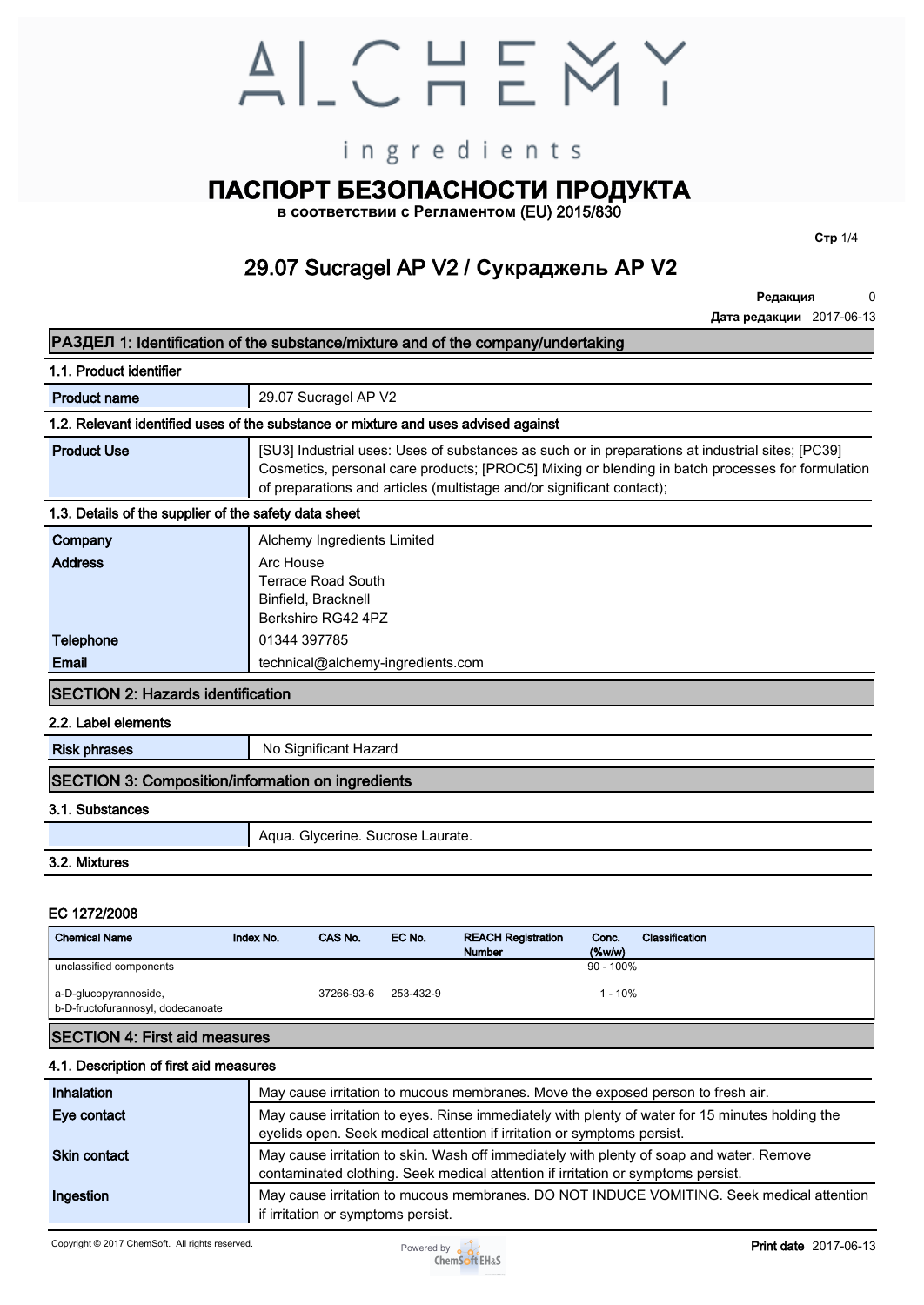# ALCHEMY ingredients

# ПАСПОРТ БЕЗОПАСНОСТИ ПРОДУКТА

**в соответствии с Регламентом (EU) 2015/830**

## 29.07 Sucragel AP V2 / Сукраджель AP V2

**Редакция** 0

**Дата редакции** 2017-06-13

## РАЗДЕЛ 1: Identification of the substance/mixture and of the company/undertaking

### 1.1. Product identifier

| | |
|---|---|
| **Product name** | 29.07 Sucragel AP V2 |

### 1.2. Relevant identified uses of the substance or mixture and uses advised against

| | |
|---|---|
| **Product Use** | [SU3] Industrial uses: Uses of substances as such or in preparations at industrial sites; [PC39] Cosmetics, personal care products; [PROC5] Mixing or blending in batch processes for formulation of preparations and articles (multistage and/or significant contact); |

### 1.3. Details of the supplier of the safety data sheet

| | |
|---|---|
| **Company** | Alchemy Ingredients Limited |
| **Address** | Arc House<br>Terrace Road South<br>Binfield, Bracknell<br>Berkshire RG42 4PZ |
| **Telephone** | 01344 397785 |
| **Email** | technical@alchemy-ingredients.com |

## SECTION 2: Hazards identification

### 2.2. Label elements

| | |
|---|---|
| **Risk phrases** | No Significant Hazard |

## SECTION 3: Composition/information on ingredients

### 3.1. Substances

| | |
|---|---|
| | Aqua. Glycerine. Sucrose Laurate. |

### 3.2. Mixtures

**EC 1272/2008**

| Chemical Name | Index No. | CAS No. | EC No. | REACH Registration Number | Conc. (%w/w) | Classification |
|---|---|---|---|---|---|---|
| unclassified components | | | | | 90 - 100% | |
| a-D-glucopyrannoside, b-D-fructofurannosyl, dodecanoate | | 37266-93-6 | 253-432-9 | | 1 - 10% | |

## SECTION 4: First aid measures

### 4.1. Description of first aid measures

| | |
|---|---|
| **Inhalation** | May cause irritation to mucous membranes. Move the exposed person to fresh air. |
| **Eye contact** | May cause irritation to eyes. Rinse immediately with plenty of water for 15 minutes holding the eyelids open. Seek medical attention if irritation or symptoms persist. |
| **Skin contact** | May cause irritation to skin. Wash off immediately with plenty of soap and water. Remove contaminated clothing. Seek medical attention if irritation or symptoms persist. |
| **Ingestion** | May cause irritation to mucous membranes. DO NOT INDUCE VOMITING. Seek medical attention if irritation or symptoms persist. |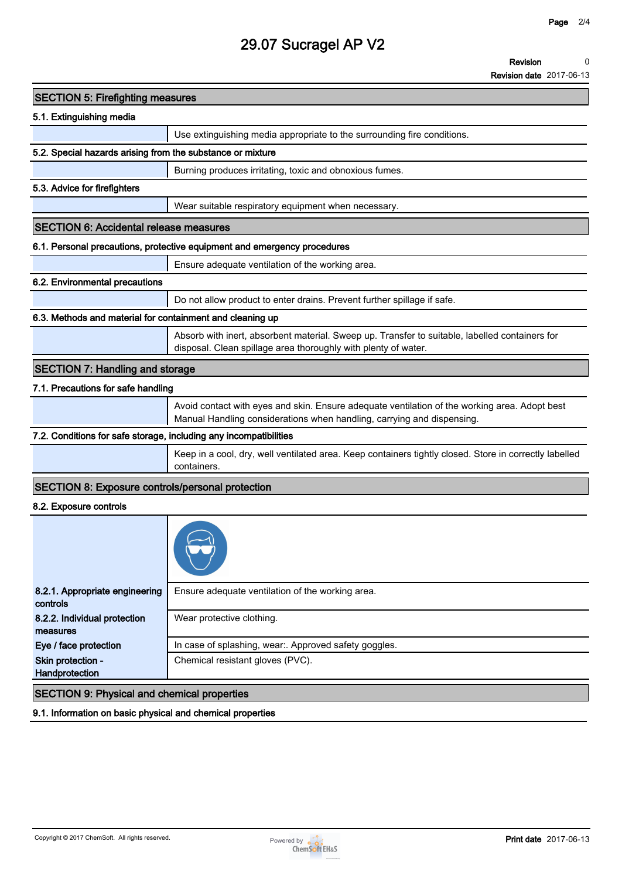## SECTION 5: Firefighting measures

### 5.1. Extinguishing media

Use extinguishing media appropriate to the surrounding fire conditions.

### 5.2. Special hazards arising from the substance or mixture

Burning produces irritating, toxic and obnoxious fumes.

### 5.3. Advice for firefighters

Wear suitable respiratory equipment when necessary.

## SECTION 6: Accidental release measures

### 6.1. Personal precautions, protective equipment and emergency procedures

Ensure adequate ventilation of the working area.

### 6.2. Environmental precautions

Do not allow product to enter drains. Prevent further spillage if safe.

### 6.3. Methods and material for containment and cleaning up

Absorb with inert, absorbent material. Sweep up. Transfer to suitable, labelled containers for disposal. Clean spillage area thoroughly with plenty of water.

## SECTION 7: Handling and storage

### 7.1. Precautions for safe handling

Avoid contact with eyes and skin. Ensure adequate ventilation of the working area. Adopt best Manual Handling considerations when handling, carrying and dispensing.

### 7.2. Conditions for safe storage, including any incompatibilities

Keep in a cool, dry, well ventilated area. Keep containers tightly closed. Store in correctly labelled containers.

## SECTION 8: Exposure controls/personal protection

### 8.2. Exposure controls

| | |
|---|---|
| **8.2.1. Appropriate engineering controls** | Ensure adequate ventilation of the working area. |
| **8.2.2. Individual protection measures** | Wear protective clothing. |
| **Eye / face protection** | In case of splashing, wear:. Approved safety goggles. |
| **Skin protection - Handprotection** | Chemical resistant gloves (PVC). |

## SECTION 9: Physical and chemical properties

### 9.1. Information on basic physical and chemical properties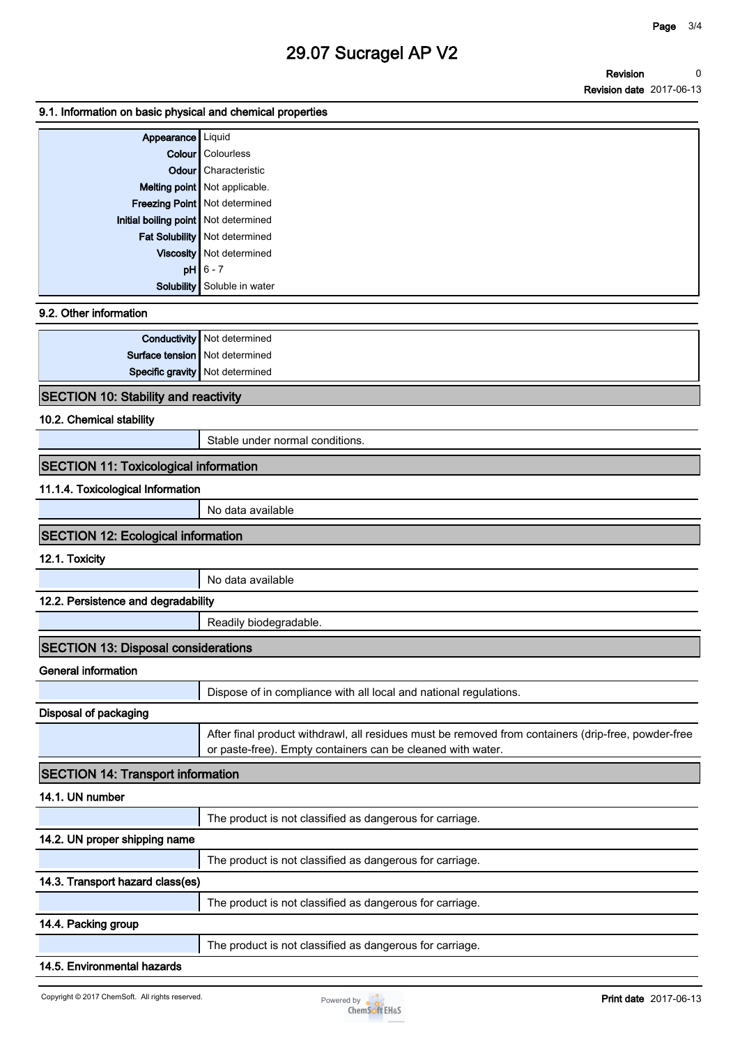### 9.1. Information on basic physical and chemical properties

| | |
|---|---|
| **Appearance** | Liquid |
| **Colour** | Colourless |
| **Odour** | Characteristic |
| **Melting point** | Not applicable. |
| **Freezing Point** | Not determined |
| **Initial boiling point** | Not determined |
| **Fat Solubility** | Not determined |
| **Viscosity** | Not determined |
| **pH** | 6 - 7 |
| **Solubility** | Soluble in water |

### 9.2. Other information

| | |
|---|---|
| **Conductivity** | Not determined |
| **Surface tension** | Not determined |
| **Specific gravity** | Not determined |

## SECTION 10: Stability and reactivity

### 10.2. Chemical stability

Stable under normal conditions.

## SECTION 11: Toxicological information

### 11.1.4. Toxicological Information

No data available

## SECTION 12: Ecological information

### 12.1. Toxicity

No data available

### 12.2. Persistence and degradability

Readily biodegradable.

## SECTION 13: Disposal considerations

### General information

Dispose of in compliance with all local and national regulations.

### Disposal of packaging

After final product withdrawl, all residues must be removed from containers (drip-free, powder-free or paste-free). Empty containers can be cleaned with water.

## SECTION 14: Transport information

### 14.1. UN number

The product is not classified as dangerous for carriage.

### 14.2. UN proper shipping name

The product is not classified as dangerous for carriage.

### 14.3. Transport hazard class(es)

The product is not classified as dangerous for carriage.

### 14.4. Packing group

The product is not classified as dangerous for carriage.

### 14.5. Environmental hazards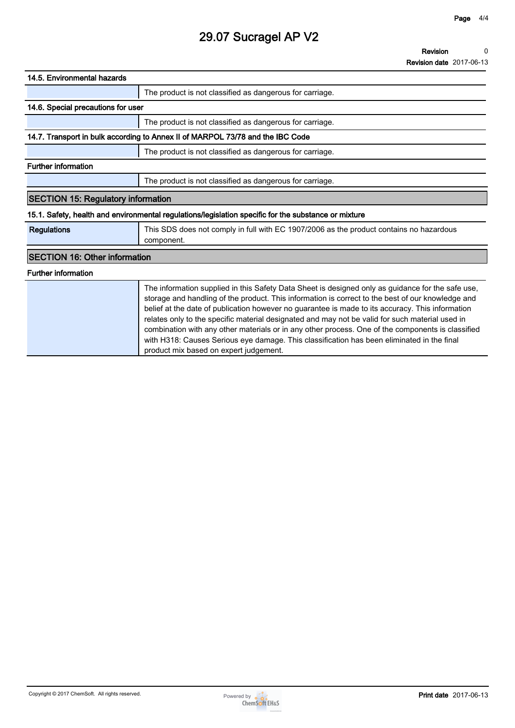### 14.5. Environmental hazards

| | |
|---|---|
| | The product is not classified as dangerous for carriage. |

### 14.6. Special precautions for user

| | |
|---|---|
| | The product is not classified as dangerous for carriage. |

### 14.7. Transport in bulk according to Annex II of MARPOL 73/78 and the IBC Code

| | |
|---|---|
| | The product is not classified as dangerous for carriage. |

### Further information

| | |
|---|---|
| | The product is not classified as dangerous for carriage. |

## SECTION 15: Regulatory information

### 15.1. Safety, health and environmental regulations/legislation specific for the substance or mixture

| | |
|---|---|
| **Regulations** | This SDS does not comply in full with EC 1907/2006 as the product contains no hazardous component. |

## SECTION 16: Other information

### Further information

| | |
|---|---|
| | The information supplied in this Safety Data Sheet is designed only as guidance for the safe use, storage and handling of the product. This information is correct to the best of our knowledge and belief at the date of publication however no guarantee is made to its accuracy. This information relates only to the specific material designated and may not be valid for such material used in combination with any other materials or in any other process. One of the components is classified with H318: Causes Serious eye damage. This classification has been eliminated in the final product mix based on expert judgement. |